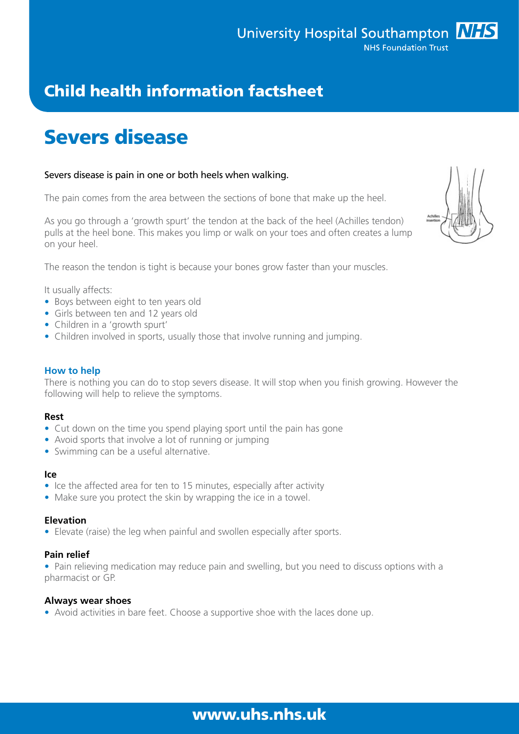University Hospital Southampton NHS Foundation Trust

## Child health information factsheet

# Severs disease

Severs disease is pain in one or both heels when walking.

The pain comes from the area between the sections of bone that make up the heel.

As you go through a 'growth spurt' the tendon at the back of the heel (Achilles tendon) pulls at the heel bone. This makes you limp or walk on your toes and often creates a lump on your heel.

The reason the tendon is tight is because your bones grow faster than your muscles.

It usually affects:

- Boys between eight to ten years old
- Girls between ten and 12 years old
- Children in a 'growth spurt'
- Children involved in sports, usually those that involve running and jumping.

### How to help

There is nothing you can do to stop severs disease. It will stop when you finish growing. However the following will help to relieve the symptoms.

**Rest**

- Cut down on the time you spend playing sport until the pain has gone
- Avoid sports that involve a lot of running or jumping
- Swimming can be a useful alternative.

**Ice**

- Ice the affected area for ten to 15 minutes, especially after activity
- Make sure you protect the skin by wrapping the ice in a towel.

**Elevation**

- Elevate (raise) the leg when painful and swollen especially after sports.

**Pain relief**

- Pain relieving medication may reduce pain and swelling, but you need to discuss options with a pharmacist or GP.

**Always wear shoes**

- Avoid activities in bare feet. Choose a supportive shoe with the laces done up.

**www.uhs.nhs.uk**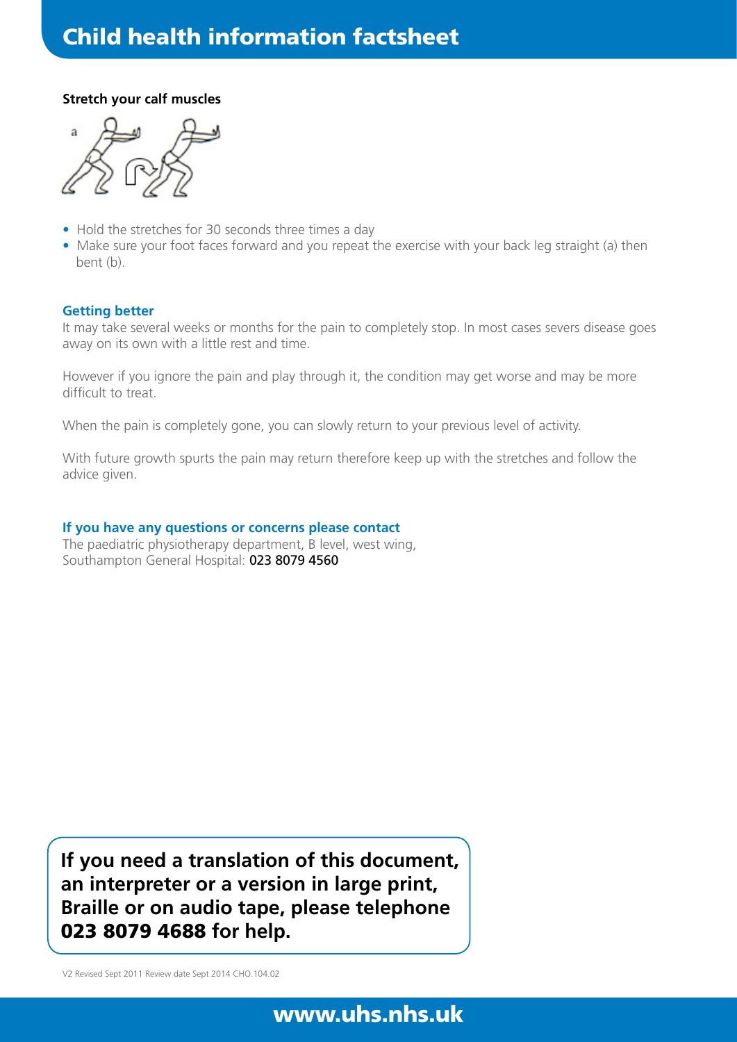### Stretch your calf muscles

a

- Hold the stretches for 30 seconds three times a day
- Make sure your foot faces forward and you repeat the exercise with your back leg straight (a) then bent (b).

### Getting better

It may take several weeks or months for the pain to completely stop. In most cases severs disease goes away on its own with a little rest and time.

However if you ignore the pain and play through it, the condition may get worse and may be more difficult to treat.

When the pain is completely gone, you can slowly return to your previous level of activity.

With future growth spurts the pain may return therefore keep up with the stretches and follow the advice given.

### If you have any questions or concerns please contact

The paediatric physiotherapy department, B level, west wing,
Southampton General Hospital: **023 8079 4560**

**If you need a translation of this document, an interpreter or a version in large print, Braille or on audio tape, please telephone 023 8079 4688 for help.**

V2 Revised Sept 2011 Review date Sept 2014 CHO.104.02

**www.uhs.nhs.uk**